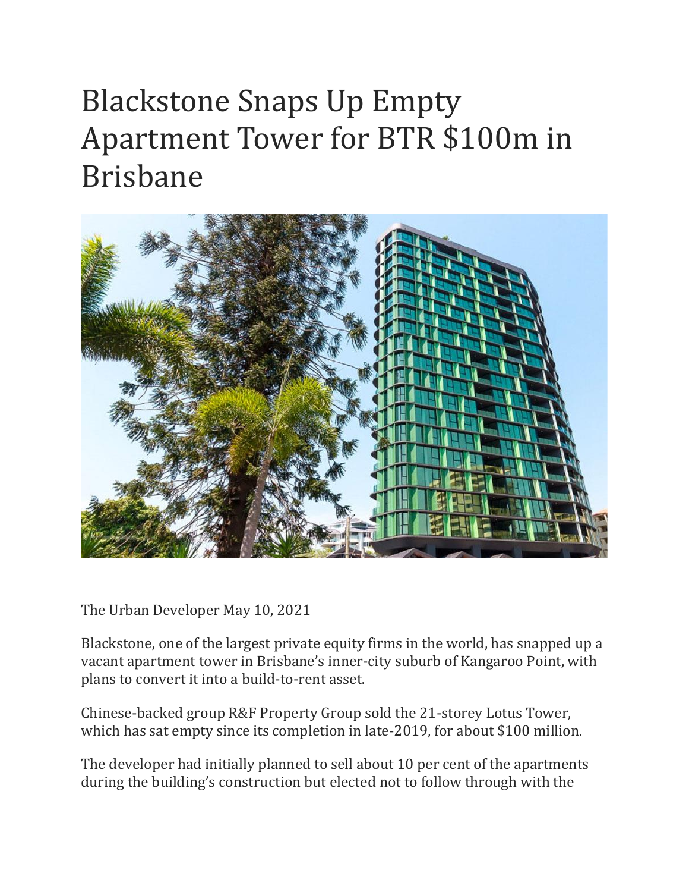# Blackstone Snaps Up Empty Apartment Tower for BTR $100m in Brisbane

The Urban Developer May 10, 2021

Blackstone, one of the largest private equity firms in the world, has snapped up a vacant apartment tower in Brisbane's inner-city suburb of Kangaroo Point, with plans to convert it into a build-to-rent asset.

Chinese-backed group R&F Property Group sold the 21-storey Lotus Tower, which has sat empty since its completion in late-2019, for about $100 million.

The developer had initially planned to sell about 10 per cent of the apartments during the building's construction but elected not to follow through with the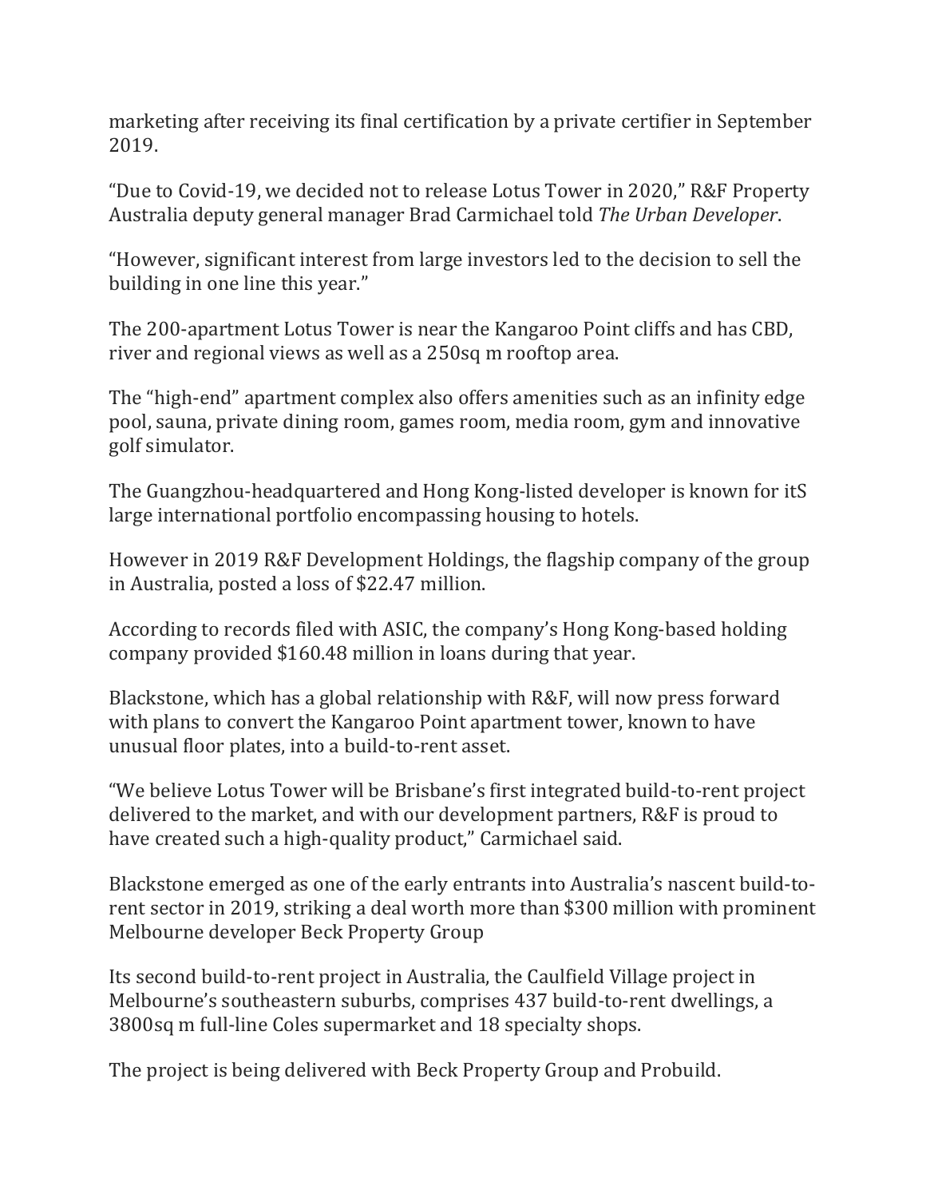marketing after receiving its final certification by a private certifier in September 2019.

“Due to Covid-19, we decided not to release Lotus Tower in 2020,” R&F Property Australia deputy general manager Brad Carmichael told *The Urban Developer*.

“However, significant interest from large investors led to the decision to sell the building in one line this year.”

The 200-apartment Lotus Tower is near the Kangaroo Point cliffs and has CBD, river and regional views as well as a 250sq m rooftop area.

The “high-end” apartment complex also offers amenities such as an infinity edge pool, sauna, private dining room, games room, media room, gym and innovative golf simulator.

The Guangzhou-headquartered and Hong Kong-listed developer is known for itS large international portfolio encompassing housing to hotels.

However in 2019 R&F Development Holdings, the flagship company of the group in Australia, posted a loss of $22.47 million.

According to records filed with ASIC, the company’s Hong Kong-based holding company provided $160.48 million in loans during that year.

Blackstone, which has a global relationship with R&F, will now press forward with plans to convert the Kangaroo Point apartment tower, known to have unusual floor plates, into a build-to-rent asset.

“We believe Lotus Tower will be Brisbane’s first integrated build-to-rent project delivered to the market, and with our development partners, R&F is proud to have created such a high-quality product,” Carmichael said.

Blackstone emerged as one of the early entrants into Australia’s nascent build-to-rent sector in 2019, striking a deal worth more than $300 million with prominent Melbourne developer Beck Property Group

Its second build-to-rent project in Australia, the Caulfield Village project in Melbourne’s southeastern suburbs, comprises 437 build-to-rent dwellings, a 3800sq m full-line Coles supermarket and 18 specialty shops.

The project is being delivered with Beck Property Group and Probuild.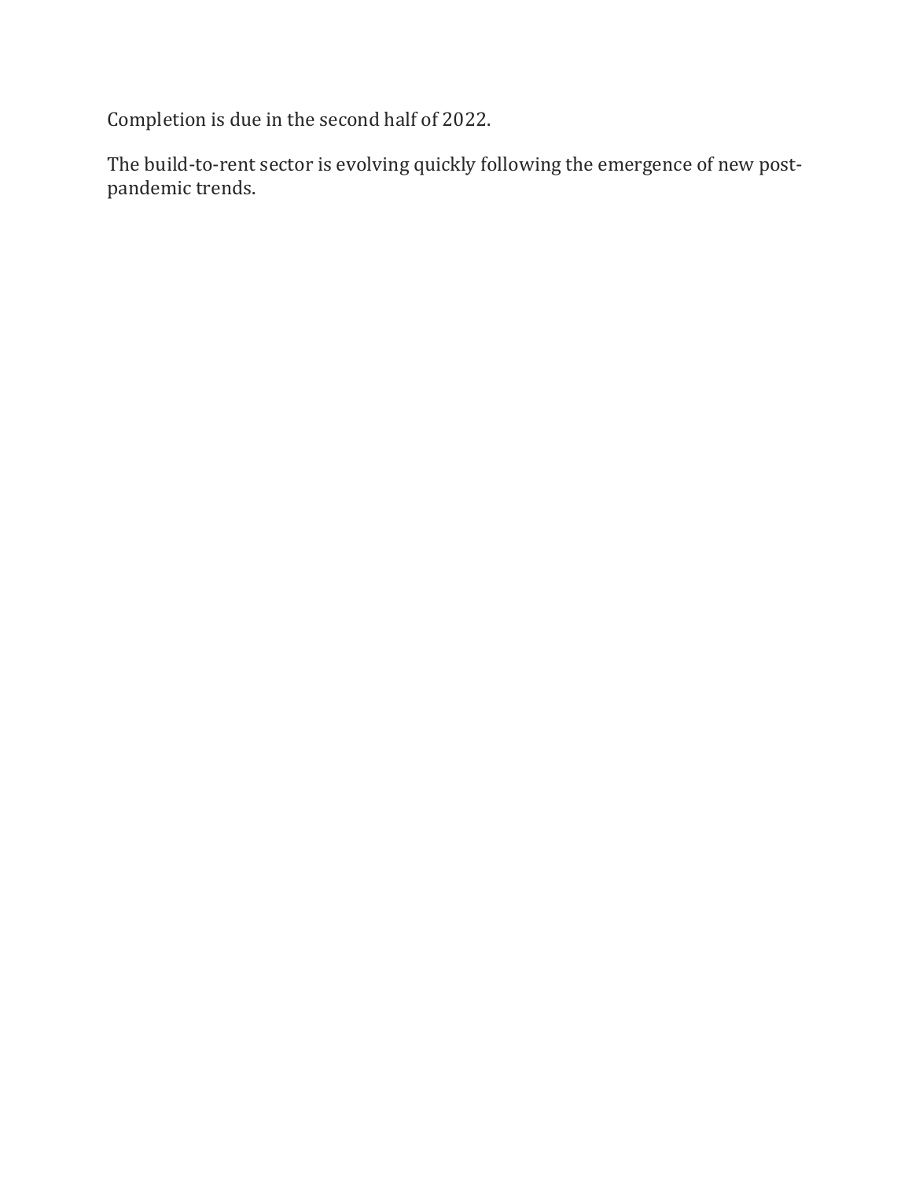Completion is due in the second half of 2022.

The build-to-rent sector is evolving quickly following the emergence of new post-pandemic trends.